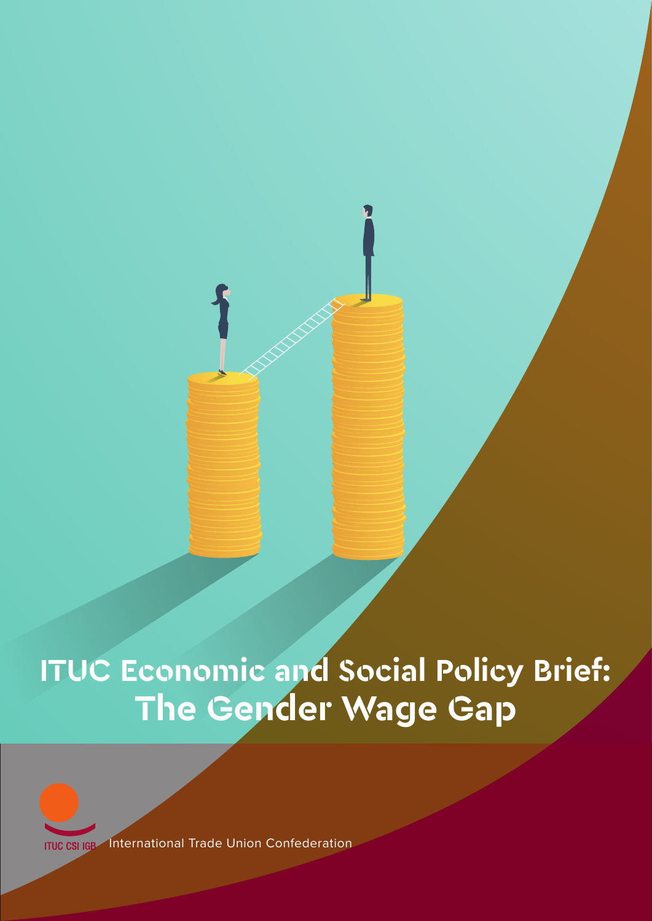# ITUC Economic and Social Policy Brief: The Gender Wage Gap

ITUC CSI IGB International Trade Union Confederation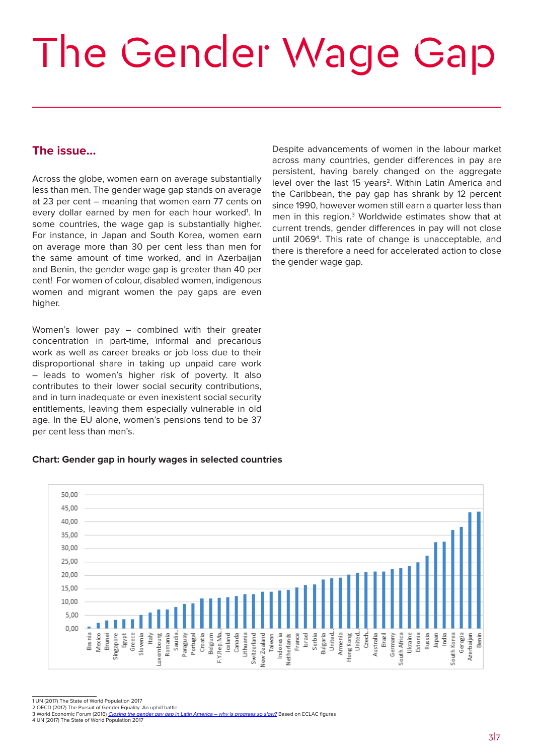# The Gender Wage Gap

## The issue…

Across the globe, women earn on average substantially less than men. The gender wage gap stands on average at 23 per cent – meaning that women earn 77 cents on every dollar earned by men for each hour worked[1]. In some countries, the wage gap is substantially higher. For instance, in Japan and South Korea, women earn on average more than 30 per cent less than men for the same amount of time worked, and in Azerbaijan and Benin, the gender wage gap is greater than 40 per cent! For women of colour, disabled women, indigenous women and migrant women the pay gaps are even higher.

Women's lower pay – combined with their greater concentration in part-time, informal and precarious work as well as career breaks or job loss due to their disproportional share in taking up unpaid care work – leads to women's higher risk of poverty. It also contributes to their lower social security contributions, and in turn inadequate or even inexistent social security entitlements, leaving them especially vulnerable in old age. In the EU alone, women's pensions tend to be 37 per cent less than men's.

Despite advancements of women in the labour market across many countries, gender differences in pay are persistent, having barely changed on the aggregate level over the last 15 years[2]. Within Latin America and the Caribbean, the pay gap has shrank by 12 percent since 1990, however women still earn a quarter less than men in this region.[3] Worldwide estimates show that at current trends, gender differences in pay will not close until 2069[4]. This rate of change is unacceptable, and there is therefore a need for accelerated action to close the gender wage gap.

**Chart: Gender gap in hourly wages in selected countries**

Bosnia, Mexico, Brunei, Singapore, Egypt, Greece, Slovenia, Italy, Luxembourg, Romania, Saudia.., Paraguay, Portugal, Croatia, Belgium, F.Y.Rep.Ma.., Iceland, Canada, Lithuania, Switzerland, New Zealand, Taiwan, Indonesia, Netherlands, France, Israel, Serbia, Bulgaria, United.., Armenia, Hong Kong, United.., Czech.., Australia, Brazil, Germany, South Africa, Ukraine, Estonia, Russia, Japan, India, South Korea, Georgia, Azerbaijan, Benin

1 UN (2017) The State of World Population 2017
2 OECD (2017) The Pursuit of Gender Equality: An uphill battle
3 World Economic Forum (2016) *Closing the gender pay gap in Latin America – why is progress so slow?* Based on ECLAC figures
4 UN (2017) The State of World Population 2017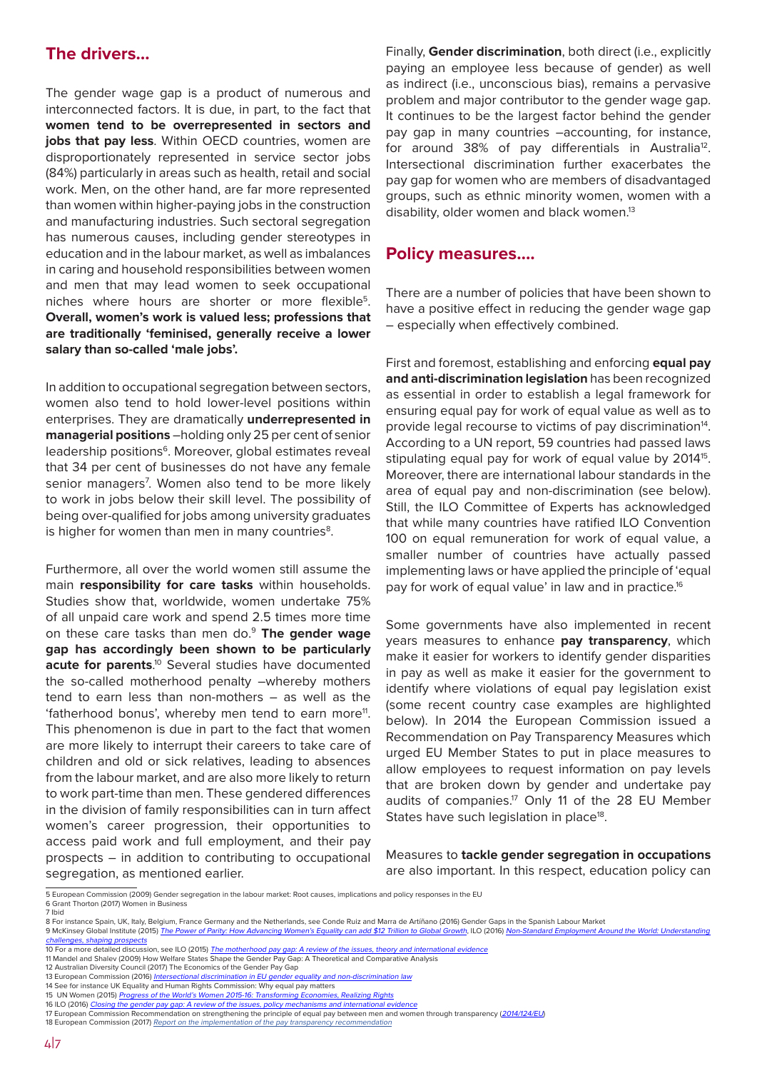## The drivers…

The gender wage gap is a product of numerous and interconnected factors. It is due, in part, to the fact that **women tend to be overrepresented in sectors and jobs that pay less**. Within OECD countries, women are disproportionately represented in service sector jobs (84%) particularly in areas such as health, retail and social work. Men, on the other hand, are far more represented than women within higher-paying jobs in the construction and manufacturing industries. Such sectoral segregation has numerous causes, including gender stereotypes in education and in the labour market, as well as imbalances in caring and household responsibilities between women and men that may lead women to seek occupational niches where hours are shorter or more flexible[5]. **Overall, women's work is valued less; professions that are traditionally 'feminised, generally receive a lower salary than so-called 'male jobs'.**

In addition to occupational segregation between sectors, women also tend to hold lower-level positions within enterprises. They are dramatically **underrepresented in managerial positions** –holding only 25 per cent of senior leadership positions[6]. Moreover, global estimates reveal that 34 per cent of businesses do not have any female senior managers[7]. Women also tend to be more likely to work in jobs below their skill level. The possibility of being over-qualified for jobs among university graduates is higher for women than men in many countries[8].

Furthermore, all over the world women still assume the main **responsibility for care tasks** within households. Studies show that, worldwide, women undertake 75% of all unpaid care work and spend 2.5 times more time on these care tasks than men do.[9] **The gender wage gap has accordingly been shown to be particularly acute for parents**.[10] Several studies have documented the so-called motherhood penalty –whereby mothers tend to earn less than non-mothers – as well as the 'fatherhood bonus', whereby men tend to earn more[11]. This phenomenon is due in part to the fact that women are more likely to interrupt their careers to take care of children and old or sick relatives, leading to absences from the labour market, and are also more likely to return to work part-time than men. These gendered differences in the division of family responsibilities can in turn affect women's career progression, their opportunities to access paid work and full employment, and their pay prospects – in addition to contributing to occupational segregation, as mentioned earlier.

Finally, **Gender discrimination**, both direct (i.e., explicitly paying an employee less because of gender) as well as indirect (i.e., unconscious bias), remains a pervasive problem and major contributor to the gender wage gap. It continues to be the largest factor behind the gender pay gap in many countries –accounting, for instance, for around 38% of pay differentials in Australia[12]. Intersectional discrimination further exacerbates the pay gap for women who are members of disadvantaged groups, such as ethnic minority women, women with a disability, older women and black women.[13]

## Policy measures….

There are a number of policies that have been shown to have a positive effect in reducing the gender wage gap – especially when effectively combined.

First and foremost, establishing and enforcing **equal pay and anti-discrimination legislation** has been recognized as essential in order to establish a legal framework for ensuring equal pay for work of equal value as well as to provide legal recourse to victims of pay discrimination[14]. According to a UN report, 59 countries had passed laws stipulating equal pay for work of equal value by 2014[15]. Moreover, there are international labour standards in the area of equal pay and non-discrimination (see below). Still, the ILO Committee of Experts has acknowledged that while many countries have ratified ILO Convention 100 on equal remuneration for work of equal value, a smaller number of countries have actually passed implementing laws or have applied the principle of 'equal pay for work of equal value' in law and in practice.[16]

Some governments have also implemented in recent years measures to enhance **pay transparency**, which make it easier for workers to identify gender disparities in pay as well as make it easier for the government to identify where violations of equal pay legislation exist (some recent country case examples are highlighted below). In 2014 the European Commission issued a Recommendation on Pay Transparency Measures which urged EU Member States to put in place measures to allow employees to request information on pay levels that are broken down by gender and undertake pay audits of companies.[17] Only 11 of the 28 EU Member States have such legislation in place[18].

Measures to **tackle gender segregation in occupations** are also important. In this respect, education policy can

---

5 European Commission (2009) Gender segregation in the labour market: Root causes, implications and policy responses in the EU
6 Grant Thorton (2017) Women in Business
7 Ibid
8 For instance Spain, UK, Italy, Belgium, France Germany and the Netherlands, see Conde Ruiz and Marra de Artiñano (2016) Gender Gaps in the Spanish Labour Market
9 McKinsey Global Institute (2015) *The Power of Parity: How Advancing Women's Equality can add $12 Trillion to Global Growth*, ILO (2016) *Non-Standard Employment Around the World: Understanding challenges, shaping prospects*
10 For a more detailed discussion, see ILO (2015) *The motherhood pay gap: A review of the issues, theory and international evidence*
11 Mandel and Shalev (2009) How Welfare States Shape the Gender Pay Gap: A Theoretical and Comparative Analysis
12 Australian Diversity Council (2017) The Economics of the Gender Pay Gap
13 European Commission (2016) *Intersectional discrimination in EU gender equality and non-discrimination law*
14 See for instance UK Equality and Human Rights Commission: Why equal pay matters
15 UN Women (2015) *Progress of the World's Women 2015-16: Transforming Economies, Realizing Rights*
16 ILO (2016) *Closing the gender pay gap: A review of the issues, policy mechanisms and international evidence*
17 European Commission Recommendation on strengthening the principle of equal pay between men and women through transparency (*2014/124/EU*)
18 European Commission (2017) *Report on the implementation of the pay transparency recommendation*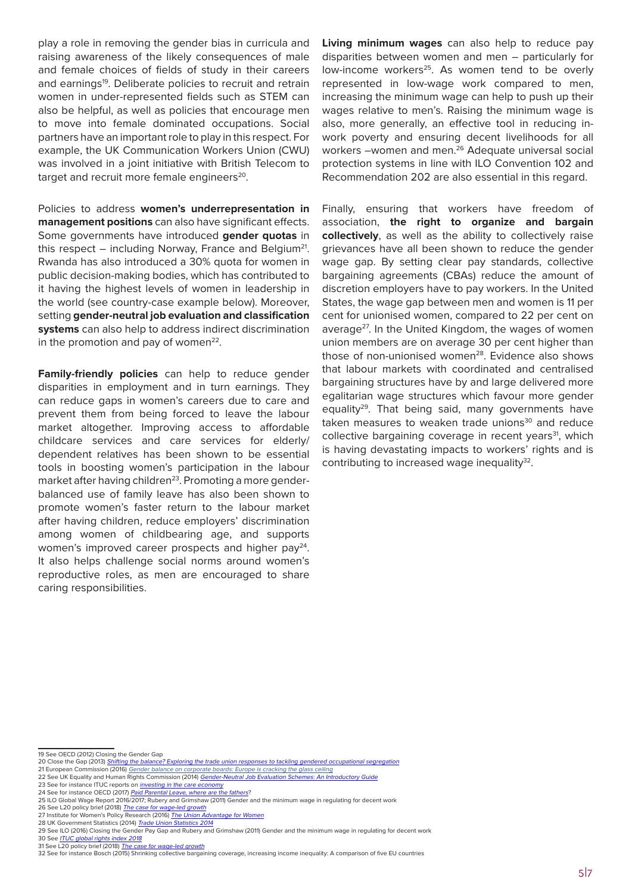play a role in removing the gender bias in curricula and raising awareness of the likely consequences of male and female choices of fields of study in their careers and earnings[19]. Deliberate policies to recruit and retrain women in under-represented fields such as STEM can also be helpful, as well as policies that encourage men to move into female dominated occupations. Social partners have an important role to play in this respect. For example, the UK Communication Workers Union (CWU) was involved in a joint initiative with British Telecom to target and recruit more female engineers[20].

Policies to address **women's underrepresentation in management positions** can also have significant effects. Some governments have introduced **gender quotas** in this respect – including Norway, France and Belgium[21]. Rwanda has also introduced a 30% quota for women in public decision-making bodies, which has contributed to it having the highest levels of women in leadership in the world (see country-case example below). Moreover, setting **gender-neutral job evaluation and classification systems** can also help to address indirect discrimination in the promotion and pay of women[22].

**Family-friendly policies** can help to reduce gender disparities in employment and in turn earnings. They can reduce gaps in women's careers due to care and prevent them from being forced to leave the labour market altogether. Improving access to affordable childcare services and care services for elderly/dependent relatives has been shown to be essential tools in boosting women's participation in the labour market after having children[23]. Promoting a more gender-balanced use of family leave has also been shown to promote women's faster return to the labour market after having children, reduce employers' discrimination among women of childbearing age, and supports women's improved career prospects and higher pay[24]. It also helps challenge social norms around women's reproductive roles, as men are encouraged to share caring responsibilities.

**Living minimum wages** can also help to reduce pay disparities between women and men – particularly for low-income workers[25]. As women tend to be overly represented in low-wage work compared to men, increasing the minimum wage can help to push up their wages relative to men's. Raising the minimum wage is also, more generally, an effective tool in reducing in-work poverty and ensuring decent livelihoods for all workers –women and men.[26] Adequate universal social protection systems in line with ILO Convention 102 and Recommendation 202 are also essential in this regard.

Finally, ensuring that workers have freedom of association, **the right to organize and bargain collectively**, as well as the ability to collectively raise grievances have all been shown to reduce the gender wage gap. By setting clear pay standards, collective bargaining agreements (CBAs) reduce the amount of discretion employers have to pay workers. In the United States, the wage gap between men and women is 11 per cent for unionised women, compared to 22 per cent on average[27]. In the United Kingdom, the wages of women union members are on average 30 per cent higher than those of non-unionised women[28]. Evidence also shows that labour markets with coordinated and centralised bargaining structures have by and large delivered more egalitarian wage structures which favour more gender equality[29]. That being said, many governments have taken measures to weaken trade unions[30] and reduce collective bargaining coverage in recent years[31], which is having devastating impacts to workers' rights and is contributing to increased wage inequality[32].

---

19 See OECD (2012) Closing the Gender Gap
20 Close the Gap (2013) *Shifting the balance? Exploring the trade union responses to tackling gendered occupational segregation*
21 European Commission (2016) *Gender balance on corporate boards: Europe is cracking the glass ceiling*
22 See UK Equality and Human Rights Commission (2014) *Gender-Neutral Job Evaluation Schemes: An Introductory Guide*
23 See for instance ITUC reports on *investing in the care economy*
24 See for instance OECD (2017) *Paid Parental Leave, where are the fathers*?
25 ILO Global Wage Report 2016/2017; Rubery and Grimshaw (2011) Gender and the minimum wage in regulating for decent work
26 See L20 policy brief (2018) *The case for wage-led growth*
27 Institute for Women's Policy Research (2016) *The Union Advantage for Women*
28 UK Government Statistics (2014) *Trade Union Statistics 2014*
29 See ILO (2016) Closing the Gender Pay Gap and Rubery and Grimshaw (2011) Gender and the minimum wage in regulating for decent work
30 See *ITUC global rights index 2018*
31 See L20 policy brief (2018) *The case for wage-led growth*
32 See for instance Bosch (2015) Shrinking collective bargaining coverage, increasing income inequality: A comparison of five EU countries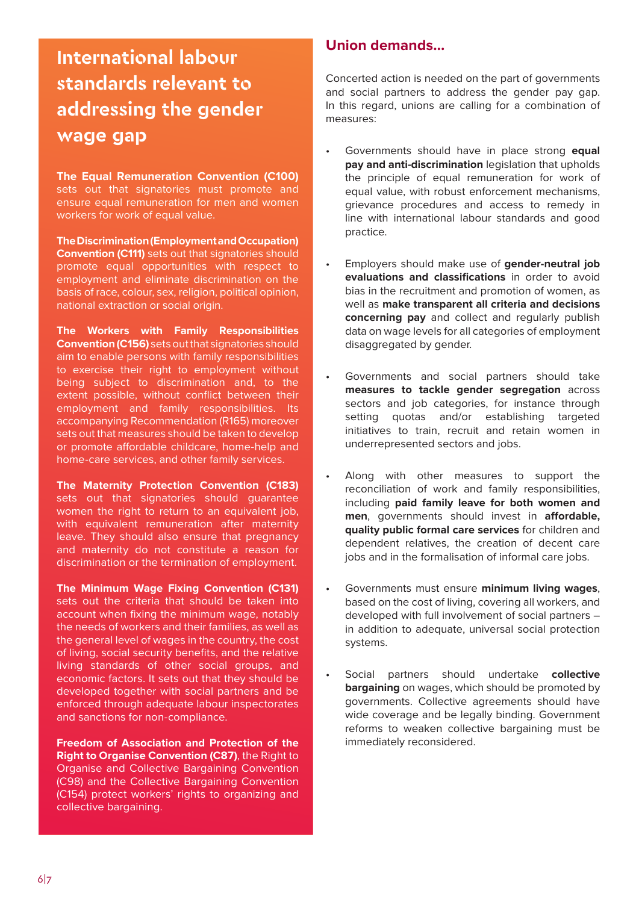## International labour standards relevant to addressing the gender wage gap

**The Equal Remuneration Convention (C100)** sets out that signatories must promote and ensure equal remuneration for men and women workers for work of equal value.

**The Discrimination (Employment and Occupation) Convention (C111)** sets out that signatories should promote equal opportunities with respect to employment and eliminate discrimination on the basis of race, colour, sex, religion, political opinion, national extraction or social origin.

**The Workers with Family Responsibilities Convention (C156)** sets out that signatories should aim to enable persons with family responsibilities to exercise their right to employment without being subject to discrimination and, to the extent possible, without conflict between their employment and family responsibilities. Its accompanying Recommendation (R165) moreover sets out that measures should be taken to develop or promote affordable childcare, home-help and home-care services, and other family services.

**The Maternity Protection Convention (C183)** sets out that signatories should guarantee women the right to an equivalent job, with equivalent remuneration after maternity leave. They should also ensure that pregnancy and maternity do not constitute a reason for discrimination or the termination of employment.

**The Minimum Wage Fixing Convention (C131)** sets out the criteria that should be taken into account when fixing the minimum wage, notably the needs of workers and their families, as well as the general level of wages in the country, the cost of living, social security benefits, and the relative living standards of other social groups, and economic factors. It sets out that they should be developed together with social partners and be enforced through adequate labour inspectorates and sanctions for non-compliance.

**Freedom of Association and Protection of the Right to Organise Convention (C87)**, the Right to Organise and Collective Bargaining Convention (C98) and the Collective Bargaining Convention (C154) protect workers' rights to organizing and collective bargaining.

## Union demands...

Concerted action is needed on the part of governments and social partners to address the gender pay gap. In this regard, unions are calling for a combination of measures:

- Governments should have in place strong **equal pay and anti-discrimination** legislation that upholds the principle of equal remuneration for work of equal value, with robust enforcement mechanisms, grievance procedures and access to remedy in line with international labour standards and good practice.

- Employers should make use of **gender-neutral job evaluations and classifications** in order to avoid bias in the recruitment and promotion of women, as well as **make transparent all criteria and decisions concerning pay** and collect and regularly publish data on wage levels for all categories of employment disaggregated by gender.

- Governments and social partners should take **measures to tackle gender segregation** across sectors and job categories, for instance through setting quotas and/or establishing targeted initiatives to train, recruit and retain women in underrepresented sectors and jobs.

- Along with other measures to support the reconciliation of work and family responsibilities, including **paid family leave for both women and men**, governments should invest in **affordable, quality public formal care services** for children and dependent relatives, the creation of decent care jobs and in the formalisation of informal care jobs.

- Governments must ensure **minimum living wages**, based on the cost of living, covering all workers, and developed with full involvement of social partners – in addition to adequate, universal social protection systems.

- Social partners should undertake **collective bargaining** on wages, which should be promoted by governments. Collective agreements should have wide coverage and be legally binding. Government reforms to weaken collective bargaining must be immediately reconsidered.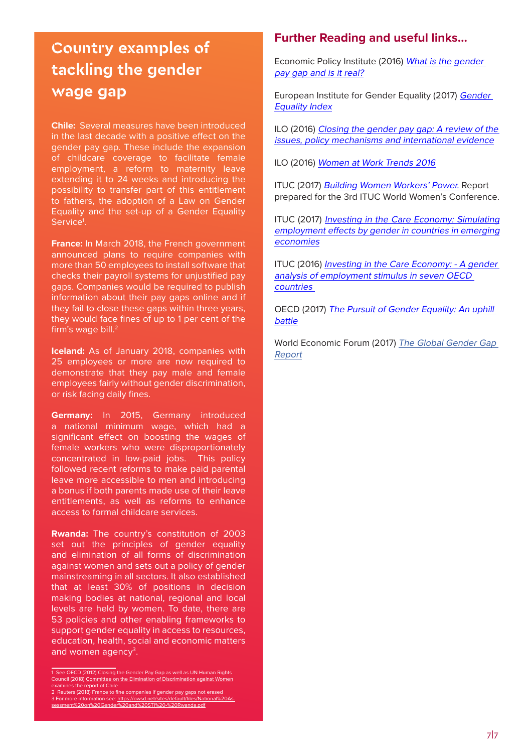## Country examples of tackling the gender wage gap

**Chile:** Several measures have been introduced in the last decade with a positive effect on the gender pay gap. These include the expansion of childcare coverage to facilitate female employment, a reform to maternity leave extending it to 24 weeks and introducing the possibility to transfer part of this entitlement to fathers, the adoption of a Law on Gender Equality and the set-up of a Gender Equality Service[1].

**France:** In March 2018, the French government announced plans to require companies with more than 50 employees to install software that checks their payroll systems for unjustified pay gaps. Companies would be required to publish information about their pay gaps online and if they fail to close these gaps within three years, they would face fines of up to 1 per cent of the firm's wage bill.[2]

**Iceland:** As of January 2018, companies with 25 employees or more are now required to demonstrate that they pay male and female employees fairly without gender discrimination, or risk facing daily fines.

**Germany:** In 2015, Germany introduced a national minimum wage, which had a significant effect on boosting the wages of female workers who were disproportionately concentrated in low-paid jobs. This policy followed recent reforms to make paid parental leave more accessible to men and introducing a bonus if both parents made use of their leave entitlements, as well as reforms to enhance access to formal childcare services.

**Rwanda:** The country's constitution of 2003 set out the principles of gender equality and elimination of all forms of discrimination against women and sets out a policy of gender mainstreaming in all sectors. It also established that at least 30% of positions in decision making bodies at national, regional and local levels are held by women. To date, there are 53 policies and other enabling frameworks to support gender equality in access to resources, education, health, social and economic matters and women agency[3].

1 See OECD (2012) Closing the Gender Pay Gap as well as UN Human Rights Council (2018) Committee on the Elimination of Discrimination against Women examines the report of Chile
2 Reuters (2018) France to fine companies if gender pay gaps not erased
3 For more information see: https://owsd.net/sites/default/files/National%20Assessment%20on%20Gender%20and%20STI%20-%20Rwanda.pdf

## Further Reading and useful links…

Economic Policy Institute (2016) *What is the gender pay gap and is it real?*

European Institute for Gender Equality (2017) *Gender Equality Index*

ILO (2016) *Closing the gender pay gap: A review of the issues, policy mechanisms and international evidence*

ILO (2016) *Women at Work Trends 2016*

ITUC (2017) *Building Women Workers' Power.* Report prepared for the 3rd ITUC World Women's Conference.

ITUC (2017) *Investing in the Care Economy: Simulating employment effects by gender in countries in emerging economies*

ITUC (2016) *Investing in the Care Economy: - A gender analysis of employment stimulus in seven OECD countries*

OECD (2017) *The Pursuit of Gender Equality: An uphill battle*

World Economic Forum (2017) *The Global Gender Gap Report*